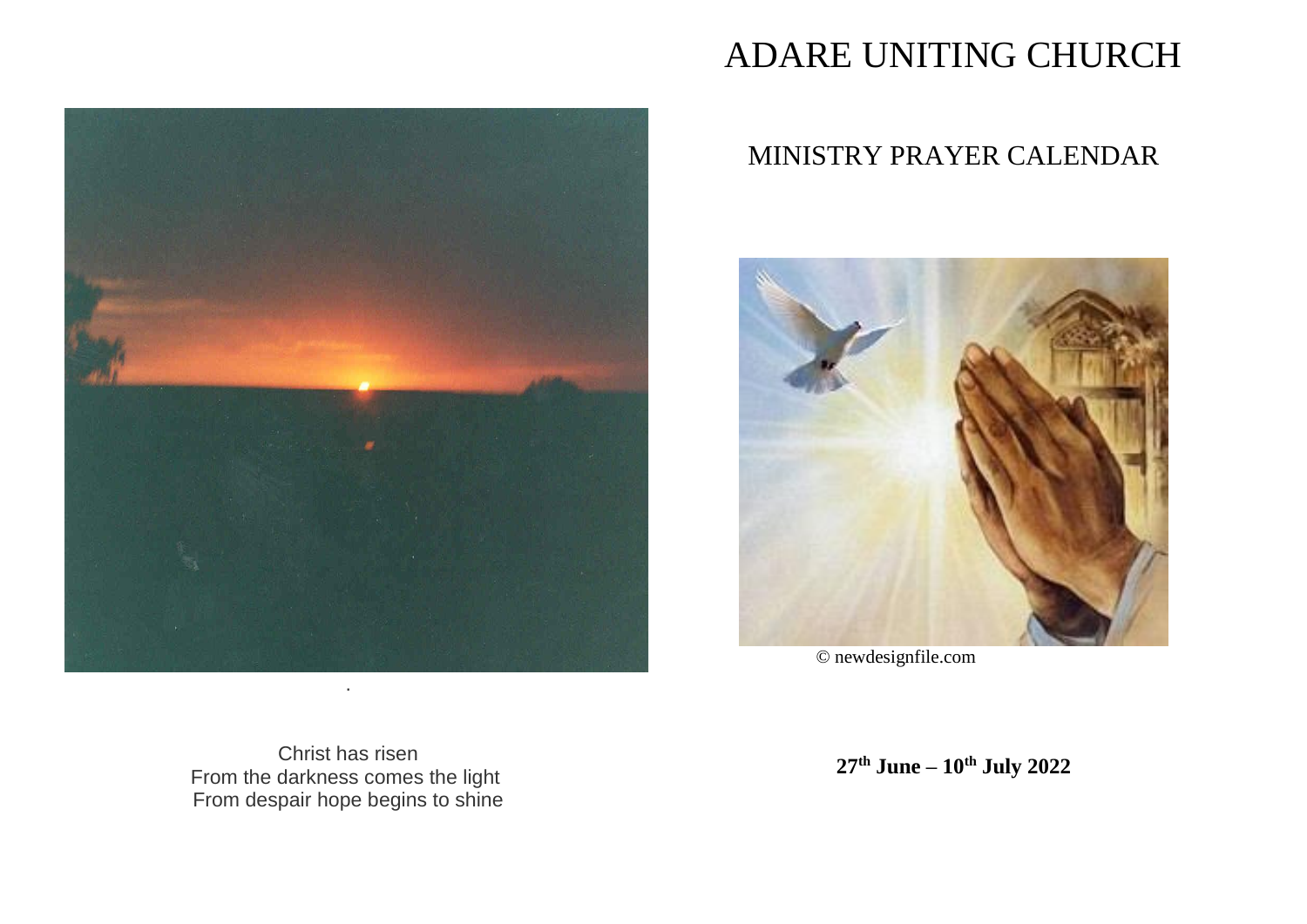# ADARE UNITING CHURCH

## MINISTRY PRAYER CALENDAR

© newdesignfile.com

**27th June – 10th July 2022**

Christ has risen
From the darkness comes the light
From despair hope begins to shine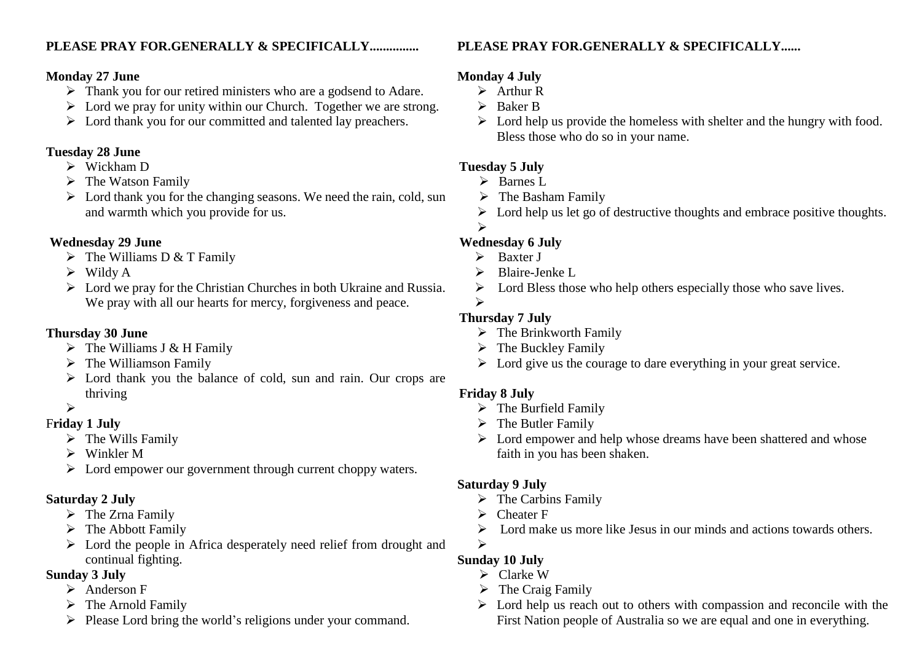**PLEASE PRAY FOR.GENERALLY & SPECIFICALLY...............**

**Monday 27 June**

- Thank you for our retired ministers who are a godsend to Adare.
- Lord we pray for unity within our Church. Together we are strong.
- Lord thank you for our committed and talented lay preachers.

**Tuesday 28 June**

- Wickham D
- The Watson Family
- Lord thank you for the changing seasons. We need the rain, cold, sun and warmth which you provide for us.

**Wednesday 29 June**

- The Williams D & T Family
- Wildy A
- Lord we pray for the Christian Churches in both Ukraine and Russia. We pray with all our hearts for mercy, forgiveness and peace.

**Thursday 30 June**

- The Williams J & H Family
- The Williamson Family
- Lord thank you the balance of cold, sun and rain. Our crops are thriving

F**riday 1 July**

- The Wills Family
- Winkler M
- Lord empower our government through current choppy waters.

**Saturday 2 July**

- The Zrna Family
- The Abbott Family
- Lord the people in Africa desperately need relief from drought and continual fighting.

**Sunday 3 July**

- Anderson F
- The Arnold Family
- Please Lord bring the world's religions under your command.

**PLEASE PRAY FOR.GENERALLY & SPECIFICALLY......**

**Monday 4 July**

- Arthur R
- Baker B
- Lord help us provide the homeless with shelter and the hungry with food. Bless those who do so in your name.

**Tuesday 5 July**

- Barnes L
- The Basham Family
- Lord help us let go of destructive thoughts and embrace positive thoughts.

**Wednesday 6 July**

- Baxter J
- Blaire-Jenke L
- Lord Bless those who help others especially those who save lives.

**Thursday 7 July**

- The Brinkworth Family
- The Buckley Family
- Lord give us the courage to dare everything in your great service.

**Friday 8 July**

- The Burfield Family
- The Butler Family
- Lord empower and help whose dreams have been shattered and whose faith in you has been shaken.

**Saturday 9 July**

- The Carbins Family
- Cheater F
- Lord make us more like Jesus in our minds and actions towards others.

**Sunday 10 July**

- Clarke W
- The Craig Family
- Lord help us reach out to others with compassion and reconcile with the First Nation people of Australia so we are equal and one in everything.